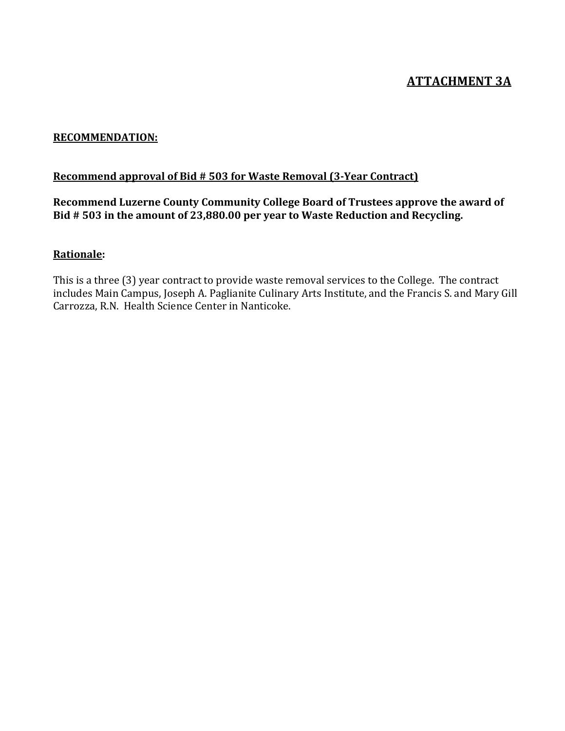# ATTACHMENT 3A

**RECOMMENDATION:**

**Recommend approval of Bid # 503 for Waste Removal (3-Year Contract)**

**Recommend Luzerne County Community College Board of Trustees approve the award of Bid # 503 in the amount of 23,880.00 per year to Waste Reduction and Recycling.**

**Rationale:**

This is a three (3) year contract to provide waste removal services to the College. The contract includes Main Campus, Joseph A. Paglianite Culinary Arts Institute, and the Francis S. and Mary Gill Carrozza, R.N. Health Science Center in Nanticoke.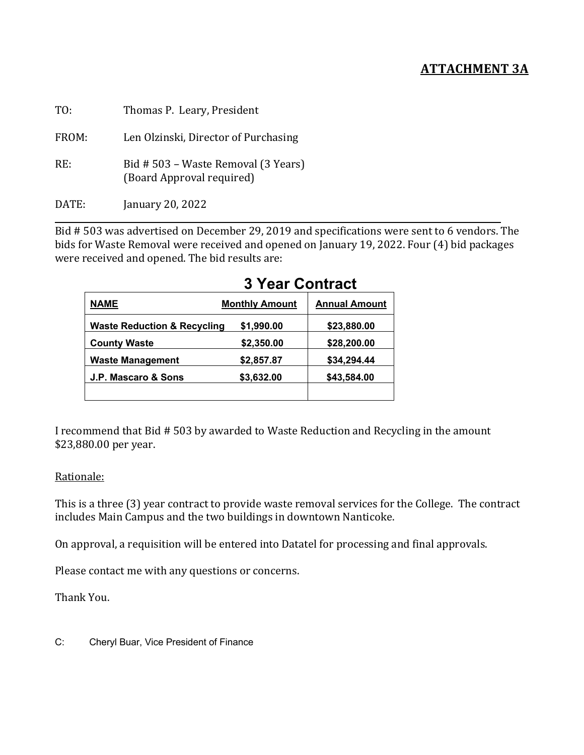# ATTACHMENT 3A

TO: Thomas P. Leary, President

FROM: Len Olzinski, Director of Purchasing

RE: Bid # 503 – Waste Removal (3 Years)
(Board Approval required)

DATE: January 20, 2022

---

Bid # 503 was advertised on December 29, 2019 and specifications were sent to 6 vendors. The bids for Waste Removal were received and opened on January 19, 2022. Four (4) bid packages were received and opened. The bid results are:

## 3 Year Contract

| NAME | Monthly Amount | Annual Amount |
|---|---|---|
| Waste Reduction & Recycling | $1,990.00 | $23,880.00 |
| County Waste | $2,350.00 | $28,200.00 |
| Waste Management | $2,857.87 | $34,294.44 |
| J.P. Mascaro & Sons | $3,632.00 | $43,584.00 |
| | | |

I recommend that Bid # 503 by awarded to Waste Reduction and Recycling in the amount $23,880.00 per year.

Rationale:

This is a three (3) year contract to provide waste removal services for the College. The contract includes Main Campus and the two buildings in downtown Nanticoke.

On approval, a requisition will be entered into Datatel for processing and final approvals.

Please contact me with any questions or concerns.

Thank You.

C: Cheryl Buar, Vice President of Finance